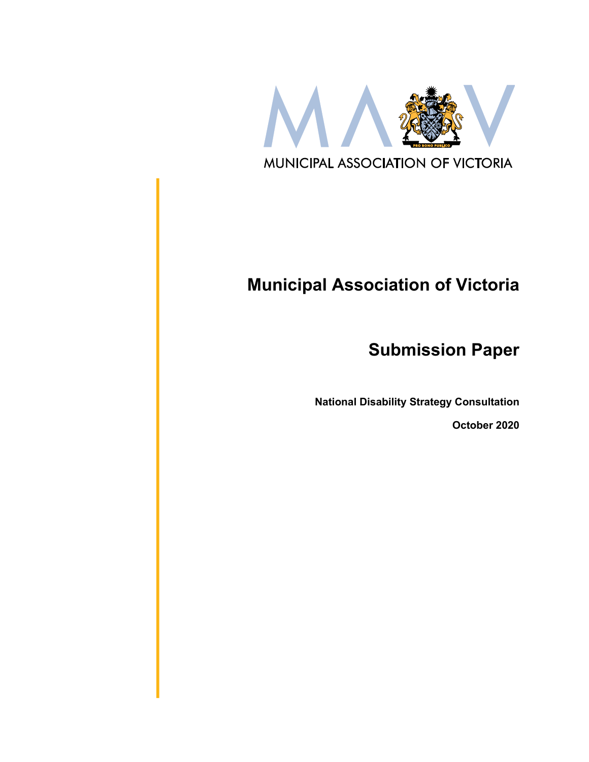MUNICIPAL ASSOCIATION OF VICTORIA

# Municipal Association of Victoria

## Submission Paper

**National Disability Strategy Consultation**

**October 2020**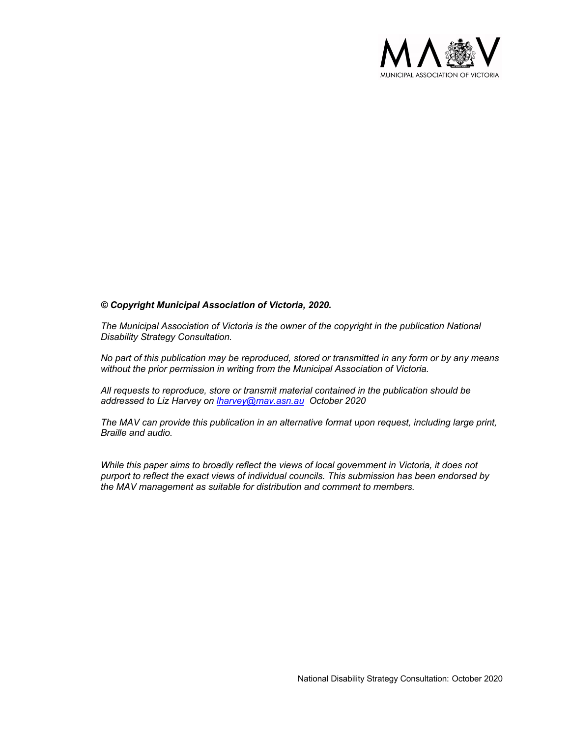***© Copyright Municipal Association of Victoria, 2020.***

*The Municipal Association of Victoria is the owner of the copyright in the publication National Disability Strategy Consultation.*

*No part of this publication may be reproduced, stored or transmitted in any form or by any means without the prior permission in writing from the Municipal Association of Victoria.*

*All requests to reproduce, store or transmit material contained in the publication should be addressed to Liz Harvey on lharvey@mav.asn.au October 2020*

*The MAV can provide this publication in an alternative format upon request, including large print, Braille and audio.*

*While this paper aims to broadly reflect the views of local government in Victoria, it does not purport to reflect the exact views of individual councils. This submission has been endorsed by the MAV management as suitable for distribution and comment to members.*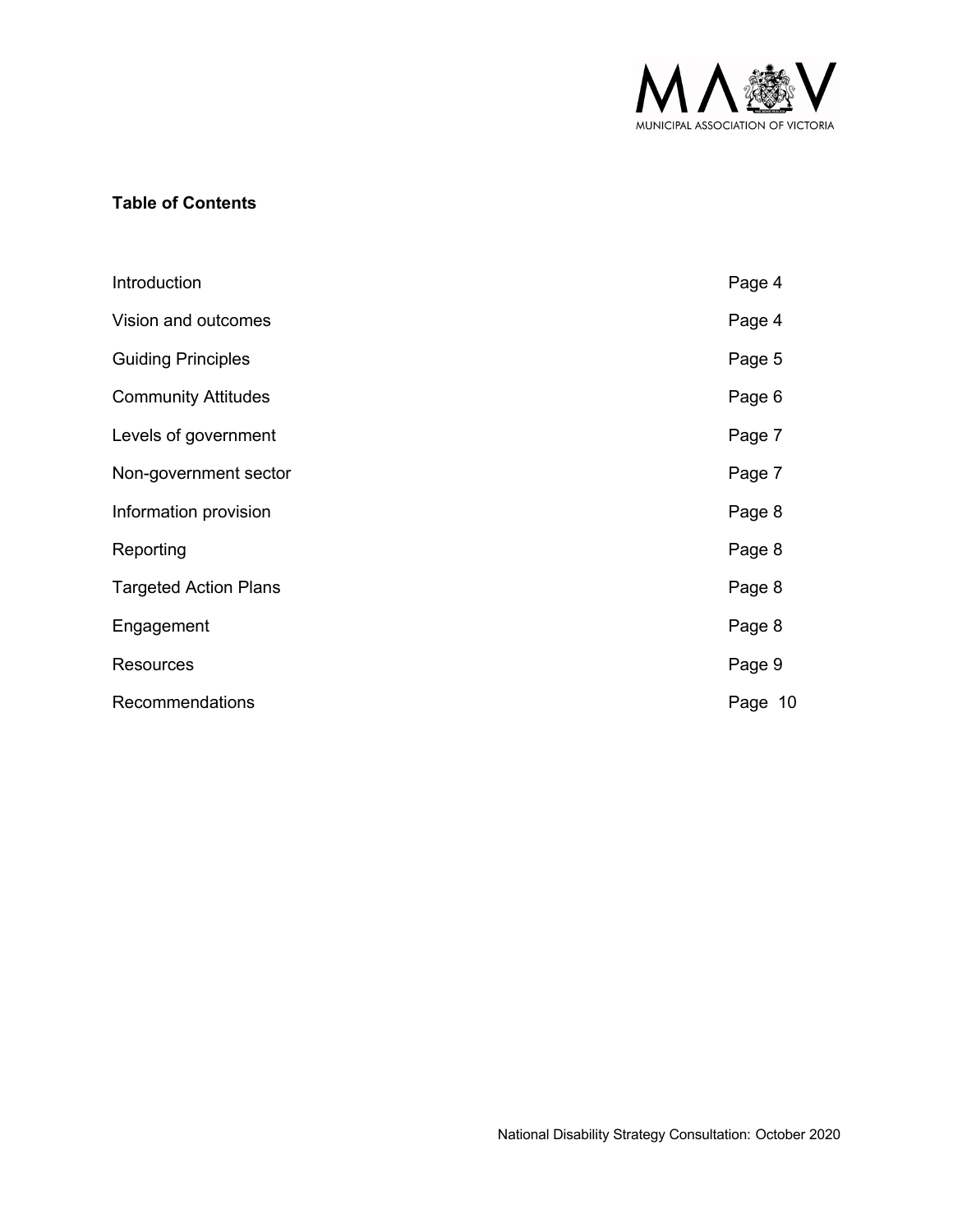**Table of Contents**

| | |
|---|---|
| Introduction | Page 4 |
| Vision and outcomes | Page 4 |
| Guiding Principles | Page 5 |
| Community Attitudes | Page 6 |
| Levels of government | Page 7 |
| Non-government sector | Page 7 |
| Information provision | Page 8 |
| Reporting | Page 8 |
| Targeted Action Plans | Page 8 |
| Engagement | Page 8 |
| Resources | Page 9 |
| Recommendations | Page 10 |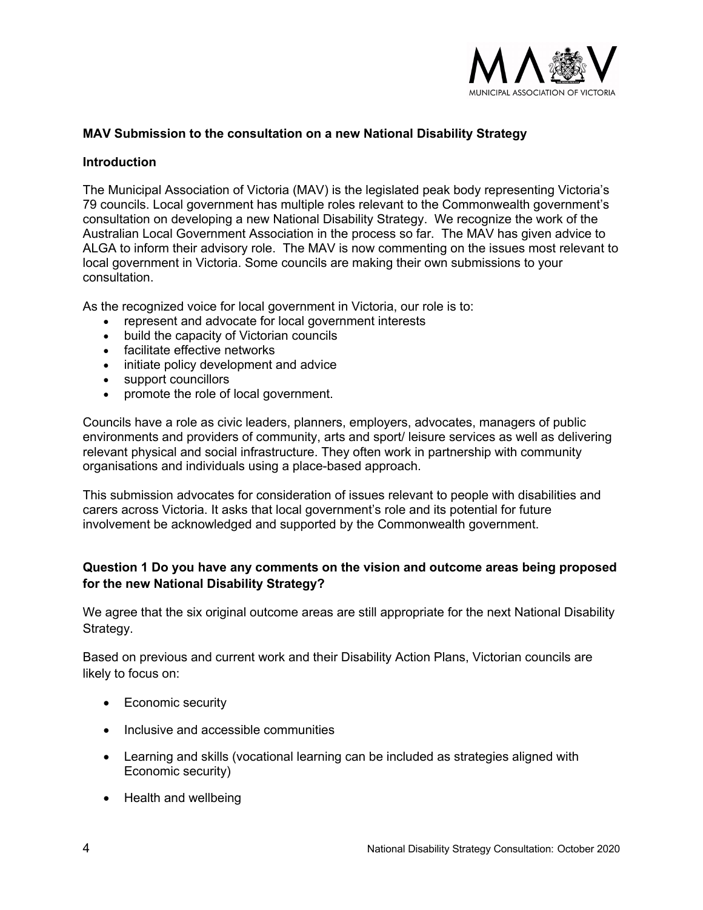**MAV Submission to the consultation on a new National Disability Strategy**

**Introduction**

The Municipal Association of Victoria (MAV) is the legislated peak body representing Victoria's 79 councils. Local government has multiple roles relevant to the Commonwealth government's consultation on developing a new National Disability Strategy. We recognize the work of the Australian Local Government Association in the process so far. The MAV has given advice to ALGA to inform their advisory role. The MAV is now commenting on the issues most relevant to local government in Victoria. Some councils are making their own submissions to your consultation.

As the recognized voice for local government in Victoria, our role is to:

- represent and advocate for local government interests
- build the capacity of Victorian councils
- facilitate effective networks
- initiate policy development and advice
- support councillors
- promote the role of local government.

Councils have a role as civic leaders, planners, employers, advocates, managers of public environments and providers of community, arts and sport/ leisure services as well as delivering relevant physical and social infrastructure. They often work in partnership with community organisations and individuals using a place-based approach.

This submission advocates for consideration of issues relevant to people with disabilities and carers across Victoria. It asks that local government's role and its potential for future involvement be acknowledged and supported by the Commonwealth government.

**Question 1 Do you have any comments on the vision and outcome areas being proposed for the new National Disability Strategy?**

We agree that the six original outcome areas are still appropriate for the next National Disability Strategy.

Based on previous and current work and their Disability Action Plans, Victorian councils are likely to focus on:

- Economic security
- Inclusive and accessible communities
- Learning and skills (vocational learning can be included as strategies aligned with Economic security)
- Health and wellbeing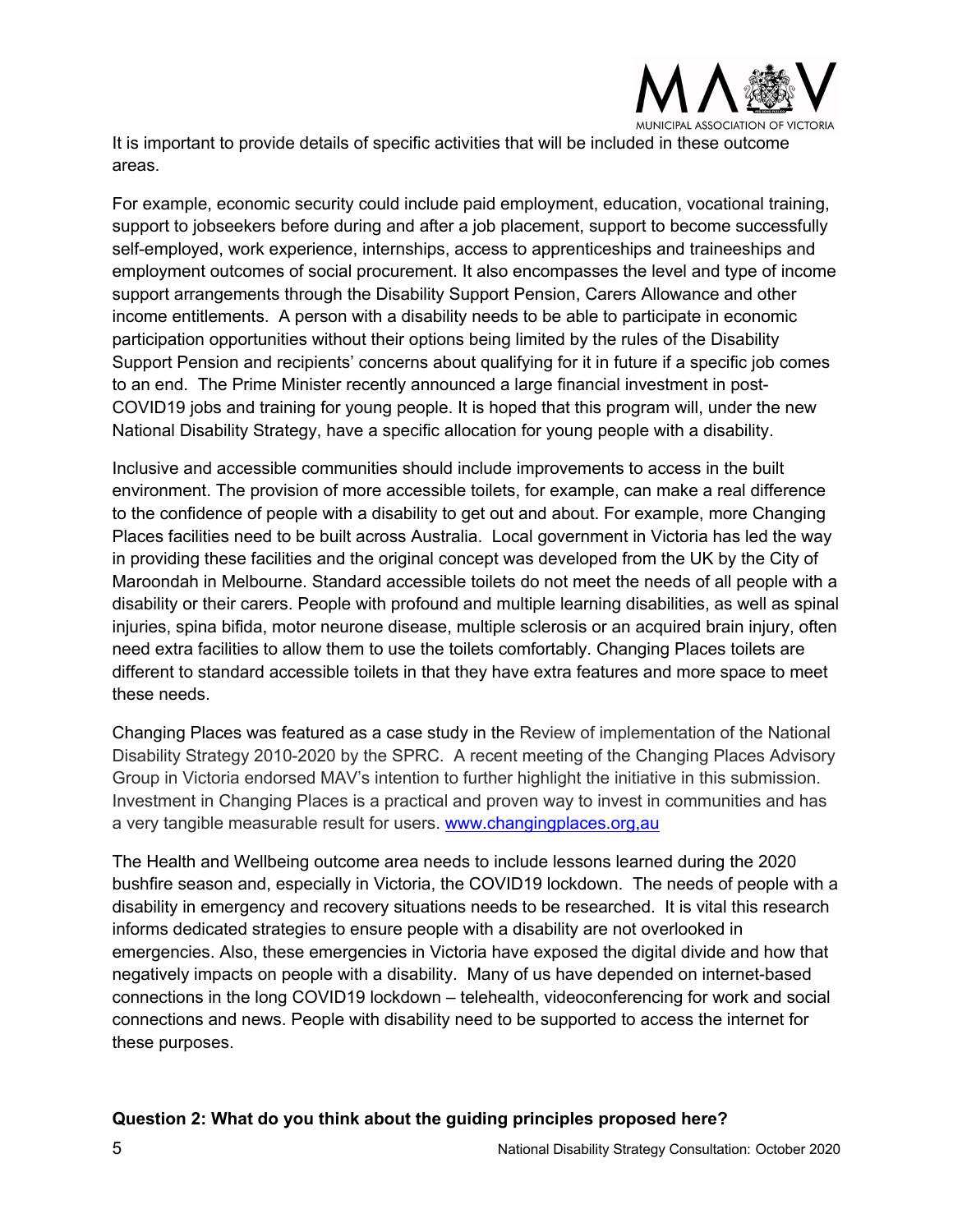It is important to provide details of specific activities that will be included in these outcome areas.

For example, economic security could include paid employment, education, vocational training, support to jobseekers before during and after a job placement, support to become successfully self-employed, work experience, internships, access to apprenticeships and traineeships and employment outcomes of social procurement. It also encompasses the level and type of income support arrangements through the Disability Support Pension, Carers Allowance and other income entitlements. A person with a disability needs to be able to participate in economic participation opportunities without their options being limited by the rules of the Disability Support Pension and recipients' concerns about qualifying for it in future if a specific job comes to an end. The Prime Minister recently announced a large financial investment in post-COVID19 jobs and training for young people. It is hoped that this program will, under the new National Disability Strategy, have a specific allocation for young people with a disability.

Inclusive and accessible communities should include improvements to access in the built environment. The provision of more accessible toilets, for example, can make a real difference to the confidence of people with a disability to get out and about. For example, more Changing Places facilities need to be built across Australia. Local government in Victoria has led the way in providing these facilities and the original concept was developed from the UK by the City of Maroondah in Melbourne. Standard accessible toilets do not meet the needs of all people with a disability or their carers. People with profound and multiple learning disabilities, as well as spinal injuries, spina bifida, motor neurone disease, multiple sclerosis or an acquired brain injury, often need extra facilities to allow them to use the toilets comfortably. Changing Places toilets are different to standard accessible toilets in that they have extra features and more space to meet these needs.

Changing Places was featured as a case study in the Review of implementation of the National Disability Strategy 2010-2020 by the SPRC. A recent meeting of the Changing Places Advisory Group in Victoria endorsed MAV's intention to further highlight the initiative in this submission. Investment in Changing Places is a practical and proven way to invest in communities and has a very tangible measurable result for users. www.changingplaces.org,au

The Health and Wellbeing outcome area needs to include lessons learned during the 2020 bushfire season and, especially in Victoria, the COVID19 lockdown. The needs of people with a disability in emergency and recovery situations needs to be researched. It is vital this research informs dedicated strategies to ensure people with a disability are not overlooked in emergencies. Also, these emergencies in Victoria have exposed the digital divide and how that negatively impacts on people with a disability. Many of us have depended on internet-based connections in the long COVID19 lockdown – telehealth, videoconferencing for work and social connections and news. People with disability need to be supported to access the internet for these purposes.

**Question 2: What do you think about the guiding principles proposed here?**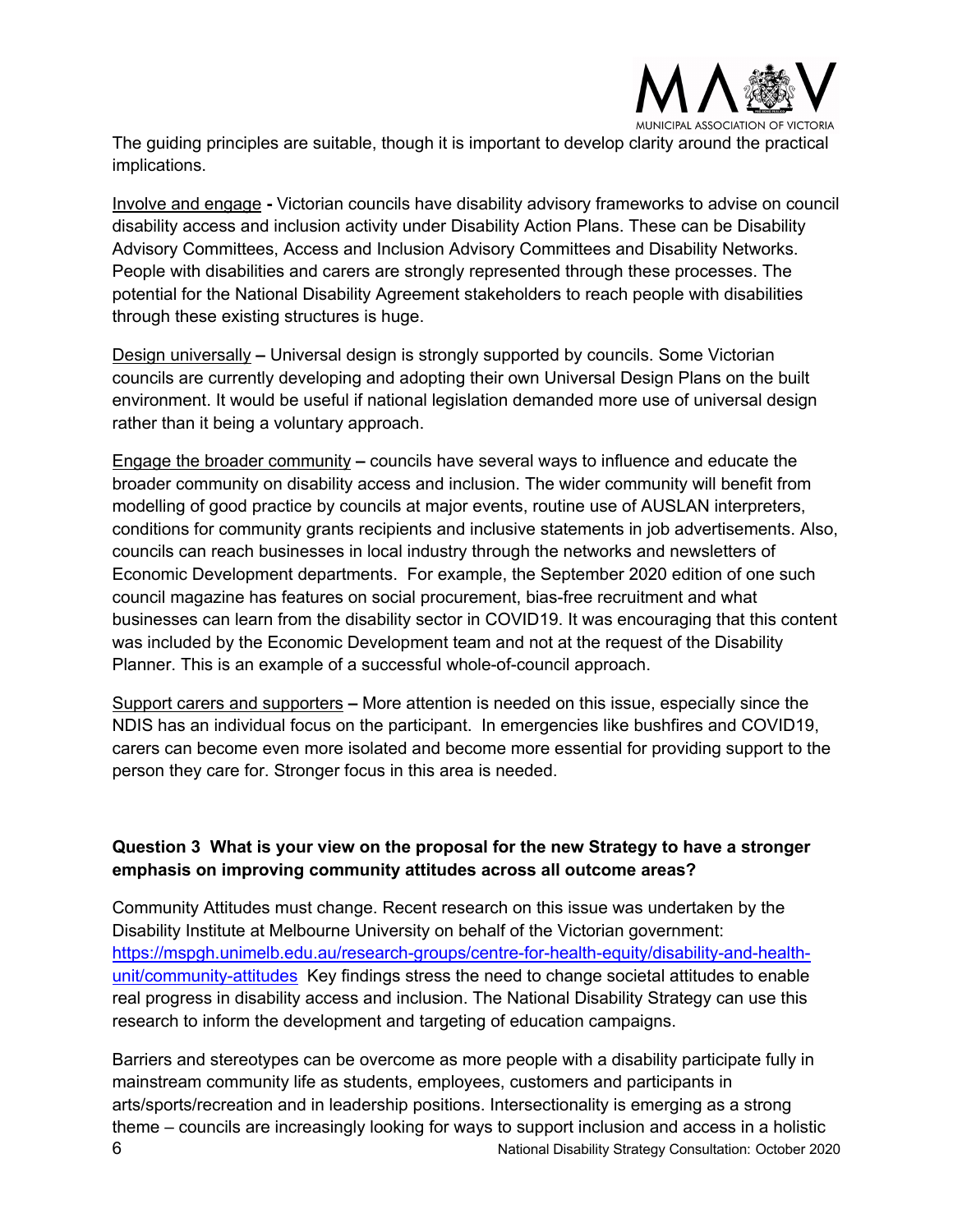The guiding principles are suitable, though it is important to develop clarity around the practical implications.

Involve and engage **-** Victorian councils have disability advisory frameworks to advise on council disability access and inclusion activity under Disability Action Plans. These can be Disability Advisory Committees, Access and Inclusion Advisory Committees and Disability Networks. People with disabilities and carers are strongly represented through these processes. The potential for the National Disability Agreement stakeholders to reach people with disabilities through these existing structures is huge.

Design universally **–** Universal design is strongly supported by councils. Some Victorian councils are currently developing and adopting their own Universal Design Plans on the built environment. It would be useful if national legislation demanded more use of universal design rather than it being a voluntary approach.

Engage the broader community **–** councils have several ways to influence and educate the broader community on disability access and inclusion. The wider community will benefit from modelling of good practice by councils at major events, routine use of AUSLAN interpreters, conditions for community grants recipients and inclusive statements in job advertisements. Also, councils can reach businesses in local industry through the networks and newsletters of Economic Development departments. For example, the September 2020 edition of one such council magazine has features on social procurement, bias-free recruitment and what businesses can learn from the disability sector in COVID19. It was encouraging that this content was included by the Economic Development team and not at the request of the Disability Planner. This is an example of a successful whole-of-council approach.

Support carers and supporters **–** More attention is needed on this issue, especially since the NDIS has an individual focus on the participant. In emergencies like bushfires and COVID19, carers can become even more isolated and become more essential for providing support to the person they care for. Stronger focus in this area is needed.

**Question 3 What is your view on the proposal for the new Strategy to have a stronger emphasis on improving community attitudes across all outcome areas?**

Community Attitudes must change. Recent research on this issue was undertaken by the Disability Institute at Melbourne University on behalf of the Victorian government: https://mspgh.unimelb.edu.au/research-groups/centre-for-health-equity/disability-and-health-unit/community-attitudes Key findings stress the need to change societal attitudes to enable real progress in disability access and inclusion. The National Disability Strategy can use this research to inform the development and targeting of education campaigns.

Barriers and stereotypes can be overcome as more people with a disability participate fully in mainstream community life as students, employees, customers and participants in arts/sports/recreation and in leadership positions. Intersectionality is emerging as a strong theme – councils are increasingly looking for ways to support inclusion and access in a holistic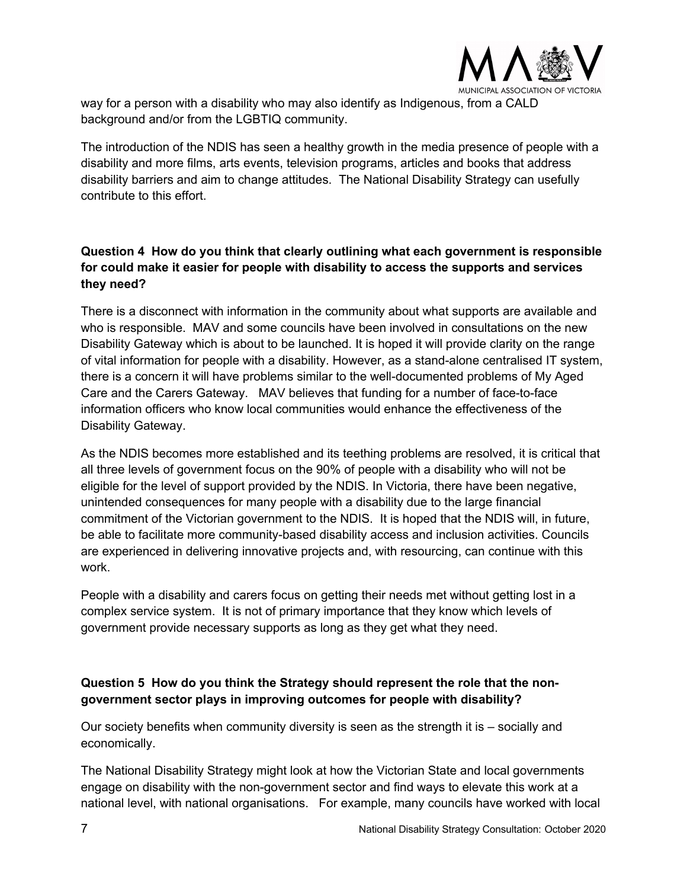way for a person with a disability who may also identify as Indigenous, from a CALD background and/or from the LGBTIQ community.

The introduction of the NDIS has seen a healthy growth in the media presence of people with a disability and more films, arts events, television programs, articles and books that address disability barriers and aim to change attitudes. The National Disability Strategy can usefully contribute to this effort.

**Question 4 How do you think that clearly outlining what each government is responsible for could make it easier for people with disability to access the supports and services they need?**

There is a disconnect with information in the community about what supports are available and who is responsible. MAV and some councils have been involved in consultations on the new Disability Gateway which is about to be launched. It is hoped it will provide clarity on the range of vital information for people with a disability. However, as a stand-alone centralised IT system, there is a concern it will have problems similar to the well-documented problems of My Aged Care and the Carers Gateway. MAV believes that funding for a number of face-to-face information officers who know local communities would enhance the effectiveness of the Disability Gateway.

As the NDIS becomes more established and its teething problems are resolved, it is critical that all three levels of government focus on the 90% of people with a disability who will not be eligible for the level of support provided by the NDIS. In Victoria, there have been negative, unintended consequences for many people with a disability due to the large financial commitment of the Victorian government to the NDIS. It is hoped that the NDIS will, in future, be able to facilitate more community-based disability access and inclusion activities. Councils are experienced in delivering innovative projects and, with resourcing, can continue with this work.

People with a disability and carers focus on getting their needs met without getting lost in a complex service system. It is not of primary importance that they know which levels of government provide necessary supports as long as they get what they need.

**Question 5 How do you think the Strategy should represent the role that the non-government sector plays in improving outcomes for people with disability?**

Our society benefits when community diversity is seen as the strength it is – socially and economically.

The National Disability Strategy might look at how the Victorian State and local governments engage on disability with the non-government sector and find ways to elevate this work at a national level, with national organisations. For example, many councils have worked with local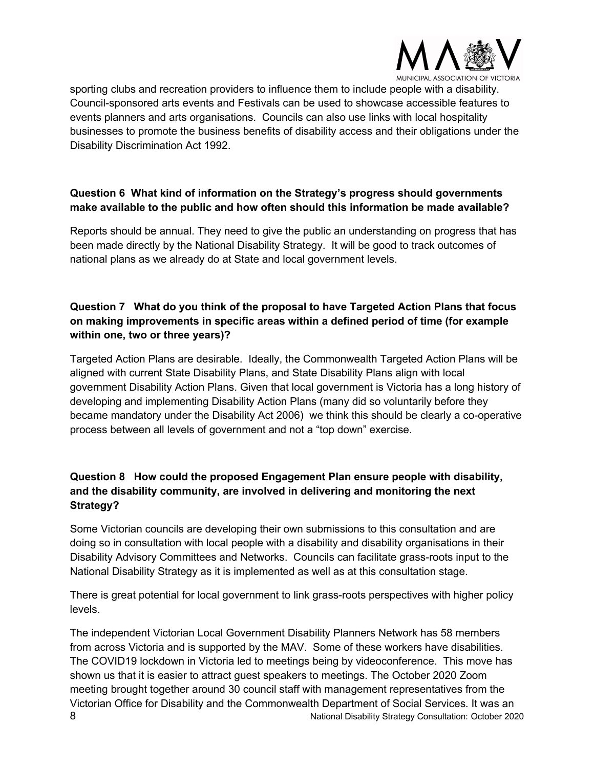sporting clubs and recreation providers to influence them to include people with a disability. Council-sponsored arts events and Festivals can be used to showcase accessible features to events planners and arts organisations. Councils can also use links with local hospitality businesses to promote the business benefits of disability access and their obligations under the Disability Discrimination Act 1992.

**Question 6 What kind of information on the Strategy's progress should governments make available to the public and how often should this information be made available?**

Reports should be annual. They need to give the public an understanding on progress that has been made directly by the National Disability Strategy. It will be good to track outcomes of national plans as we already do at State and local government levels.

**Question 7 What do you think of the proposal to have Targeted Action Plans that focus on making improvements in specific areas within a defined period of time (for example within one, two or three years)?**

Targeted Action Plans are desirable. Ideally, the Commonwealth Targeted Action Plans will be aligned with current State Disability Plans, and State Disability Plans align with local government Disability Action Plans. Given that local government is Victoria has a long history of developing and implementing Disability Action Plans (many did so voluntarily before they became mandatory under the Disability Act 2006) we think this should be clearly a co-operative process between all levels of government and not a "top down" exercise.

**Question 8 How could the proposed Engagement Plan ensure people with disability, and the disability community, are involved in delivering and monitoring the next Strategy?**

Some Victorian councils are developing their own submissions to this consultation and are doing so in consultation with local people with a disability and disability organisations in their Disability Advisory Committees and Networks. Councils can facilitate grass-roots input to the National Disability Strategy as it is implemented as well as at this consultation stage.

There is great potential for local government to link grass-roots perspectives with higher policy levels.

The independent Victorian Local Government Disability Planners Network has 58 members from across Victoria and is supported by the MAV. Some of these workers have disabilities. The COVID19 lockdown in Victoria led to meetings being by videoconference. This move has shown us that it is easier to attract guest speakers to meetings. The October 2020 Zoom meeting brought together around 30 council staff with management representatives from the Victorian Office for Disability and the Commonwealth Department of Social Services. It was an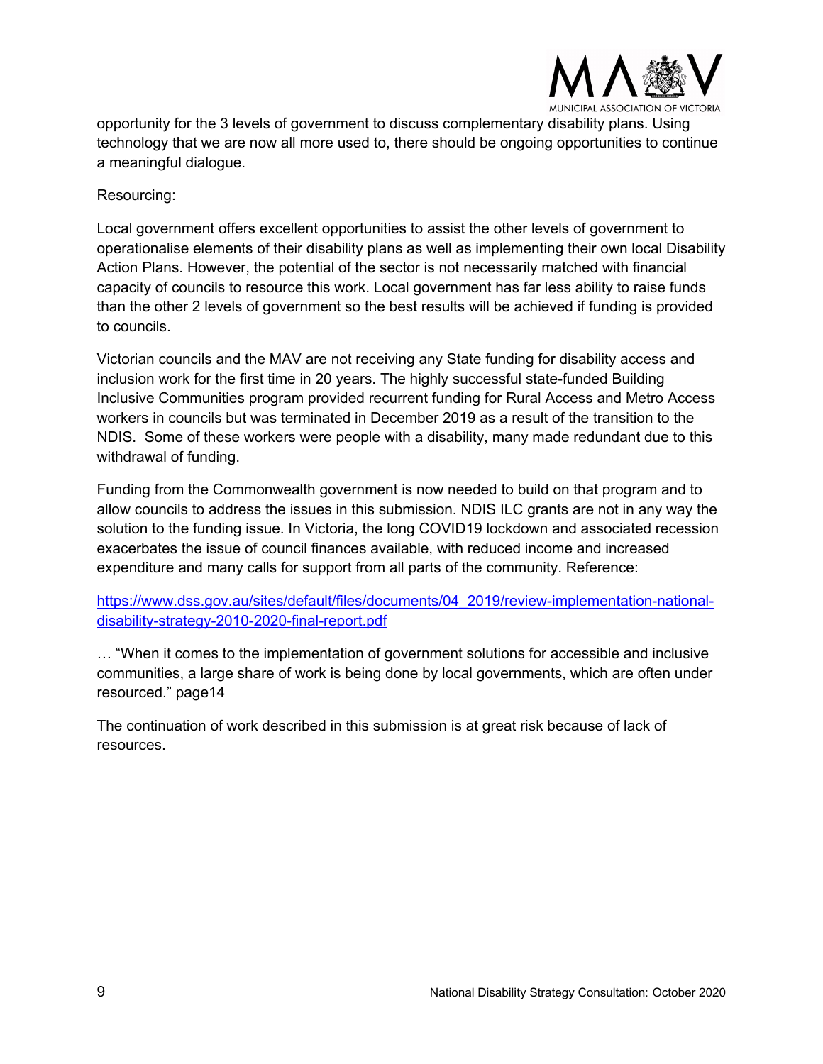opportunity for the 3 levels of government to discuss complementary disability plans. Using technology that we are now all more used to, there should be ongoing opportunities to continue a meaningful dialogue.

Resourcing:

Local government offers excellent opportunities to assist the other levels of government to operationalise elements of their disability plans as well as implementing their own local Disability Action Plans. However, the potential of the sector is not necessarily matched with financial capacity of councils to resource this work. Local government has far less ability to raise funds than the other 2 levels of government so the best results will be achieved if funding is provided to councils.

Victorian councils and the MAV are not receiving any State funding for disability access and inclusion work for the first time in 20 years. The highly successful state-funded Building Inclusive Communities program provided recurrent funding for Rural Access and Metro Access workers in councils but was terminated in December 2019 as a result of the transition to the NDIS. Some of these workers were people with a disability, many made redundant due to this withdrawal of funding.

Funding from the Commonwealth government is now needed to build on that program and to allow councils to address the issues in this submission. NDIS ILC grants are not in any way the solution to the funding issue. In Victoria, the long COVID19 lockdown and associated recession exacerbates the issue of council finances available, with reduced income and increased expenditure and many calls for support from all parts of the community. Reference:

https://www.dss.gov.au/sites/default/files/documents/04_2019/review-implementation-national-disability-strategy-2010-2020-final-report.pdf

… "When it comes to the implementation of government solutions for accessible and inclusive communities, a large share of work is being done by local governments, which are often under resourced." page14

The continuation of work described in this submission is at great risk because of lack of resources.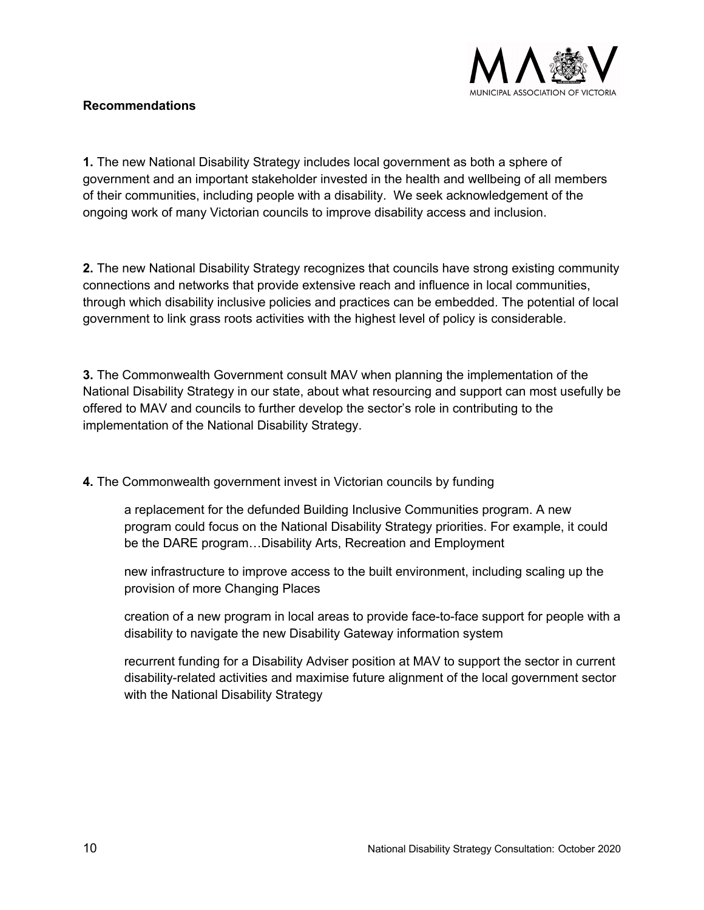**Recommendations**

**1.** The new National Disability Strategy includes local government as both a sphere of government and an important stakeholder invested in the health and wellbeing of all members of their communities, including people with a disability. We seek acknowledgement of the ongoing work of many Victorian councils to improve disability access and inclusion.

**2.** The new National Disability Strategy recognizes that councils have strong existing community connections and networks that provide extensive reach and influence in local communities, through which disability inclusive policies and practices can be embedded. The potential of local government to link grass roots activities with the highest level of policy is considerable.

**3.** The Commonwealth Government consult MAV when planning the implementation of the National Disability Strategy in our state, about what resourcing and support can most usefully be offered to MAV and councils to further develop the sector's role in contributing to the implementation of the National Disability Strategy.

**4.** The Commonwealth government invest in Victorian councils by funding

> a replacement for the defunded Building Inclusive Communities program. A new program could focus on the National Disability Strategy priorities. For example, it could be the DARE program…Disability Arts, Recreation and Employment
>
> new infrastructure to improve access to the built environment, including scaling up the provision of more Changing Places
>
> creation of a new program in local areas to provide face-to-face support for people with a disability to navigate the new Disability Gateway information system
>
> recurrent funding for a Disability Adviser position at MAV to support the sector in current disability-related activities and maximise future alignment of the local government sector with the National Disability Strategy